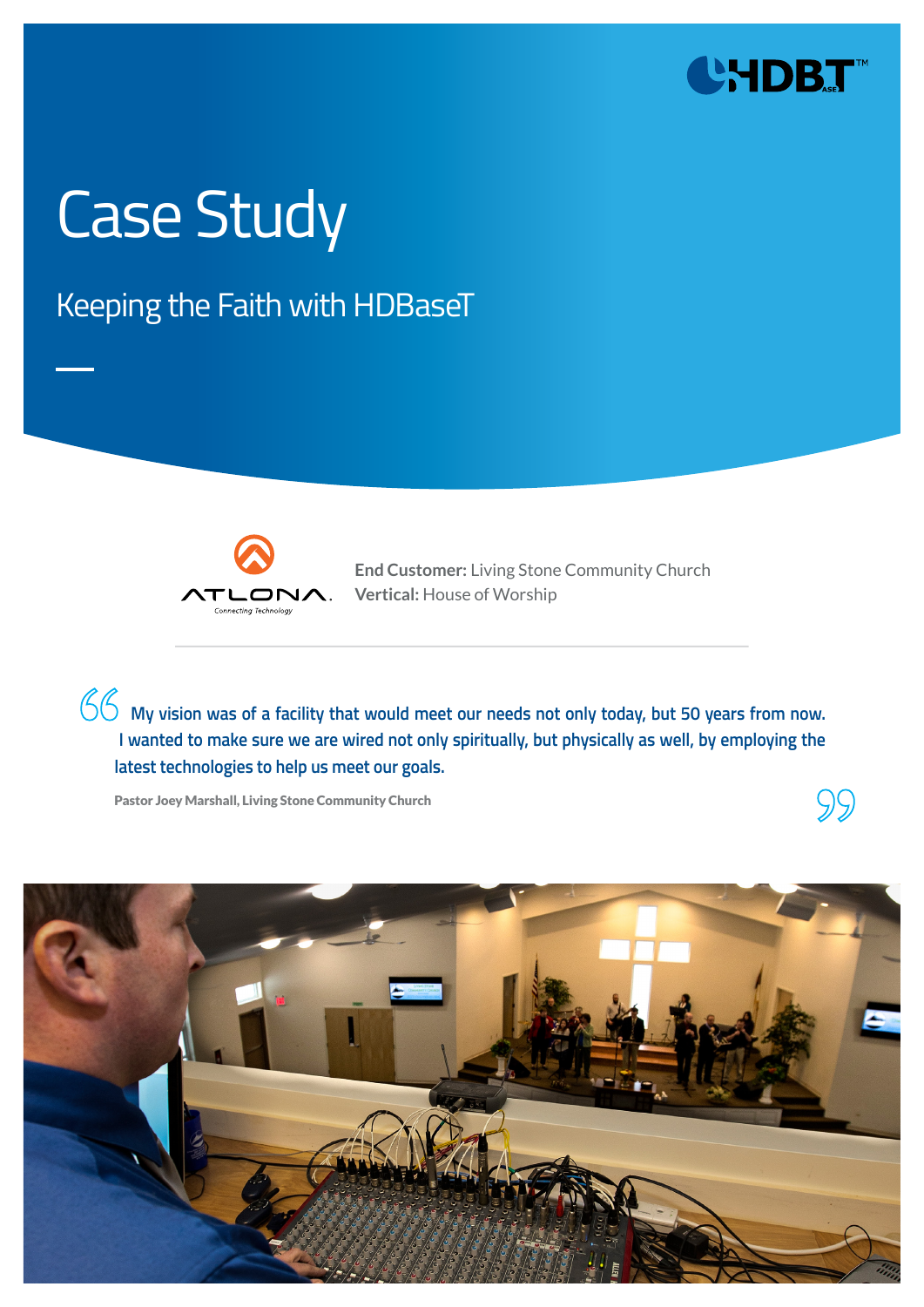# Case Study

## Keeping the Faith with HDBaseT

**End Customer:** Living Stone Community Church
**Vertical:** House of Worship

> My vision was of a facility that would meet our needs not only today, but 50 years from now. I wanted to make sure we are wired not only spiritually, but physically as well, by employing the latest technologies to help us meet our goals.
>
> **Pastor Joey Marshall, Living Stone Community Church**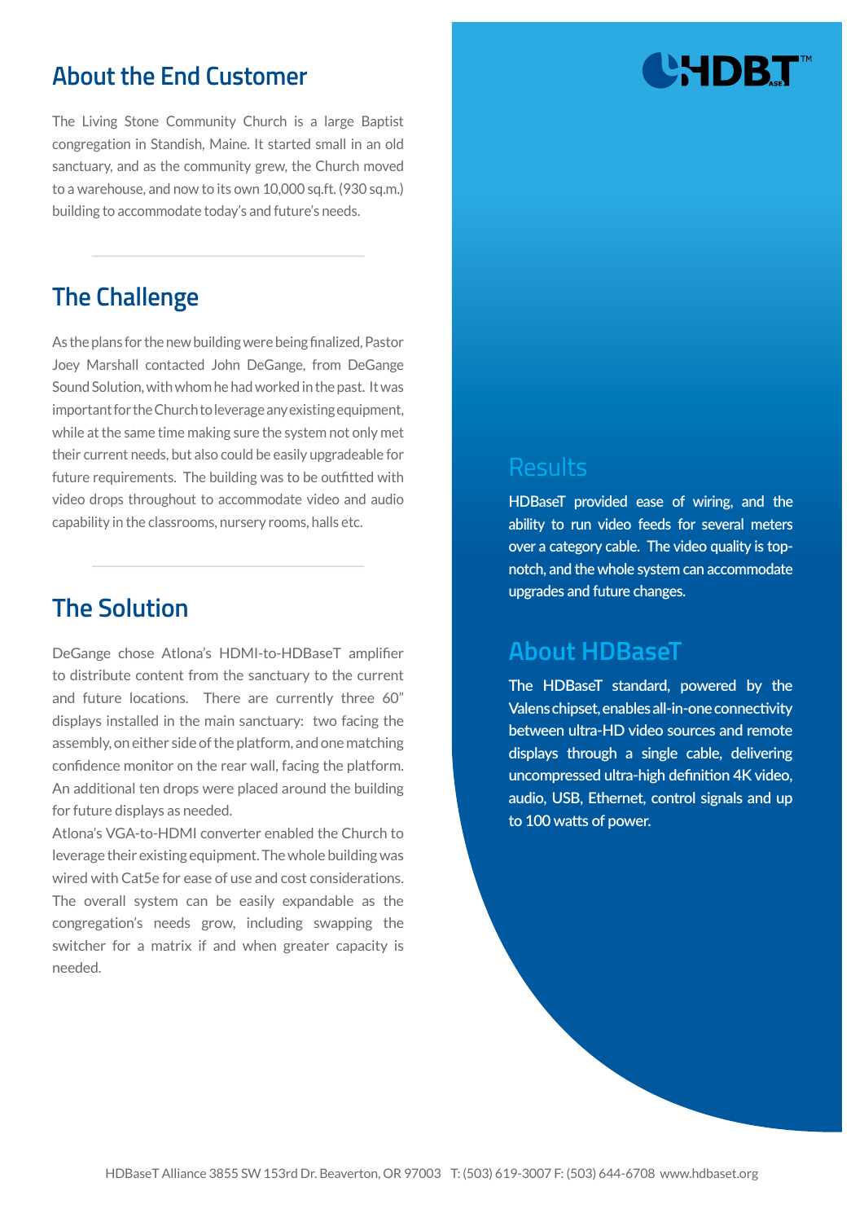## About the End Customer

The Living Stone Community Church is a large Baptist congregation in Standish, Maine. It started small in an old sanctuary, and as the community grew, the Church moved to a warehouse, and now to its own 10,000 sq.ft. (930 sq.m.) building to accommodate today's and future's needs.

## The Challenge

As the plans for the new building were being finalized, Pastor Joey Marshall contacted John DeGange, from DeGange Sound Solution, with whom he had worked in the past. It was important for the Church to leverage any existing equipment, while at the same time making sure the system not only met their current needs, but also could be easily upgradeable for future requirements. The building was to be outfitted with video drops throughout to accommodate video and audio capability in the classrooms, nursery rooms, halls etc.

## The Solution

DeGange chose Atlona's HDMI-to-HDBaseT amplifier to distribute content from the sanctuary to the current and future locations. There are currently three 60" displays installed in the main sanctuary: two facing the assembly, on either side of the platform, and one matching confidence monitor on the rear wall, facing the platform. An additional ten drops were placed around the building for future displays as needed.

Atlona's VGA-to-HDMI converter enabled the Church to leverage their existing equipment. The whole building was wired with Cat5e for ease of use and cost considerations. The overall system can be easily expandable as the congregation's needs grow, including swapping the switcher for a matrix if and when greater capacity is needed.

## Results

HDBaseT provided ease of wiring, and the ability to run video feeds for several meters over a category cable. The video quality is top-notch, and the whole system can accommodate upgrades and future changes.

## About HDBaseT

The HDBaseT standard, powered by the Valens chipset, enables all-in-one connectivity between ultra-HD video sources and remote displays through a single cable, delivering uncompressed ultra-high definition 4K video, audio, USB, Ethernet, control signals and up to 100 watts of power.

HDBaseT Alliance 3855 SW 153rd Dr. Beaverton, OR 97003 T: (503) 619-3007 F: (503) 644-6708 www.hdbaset.org